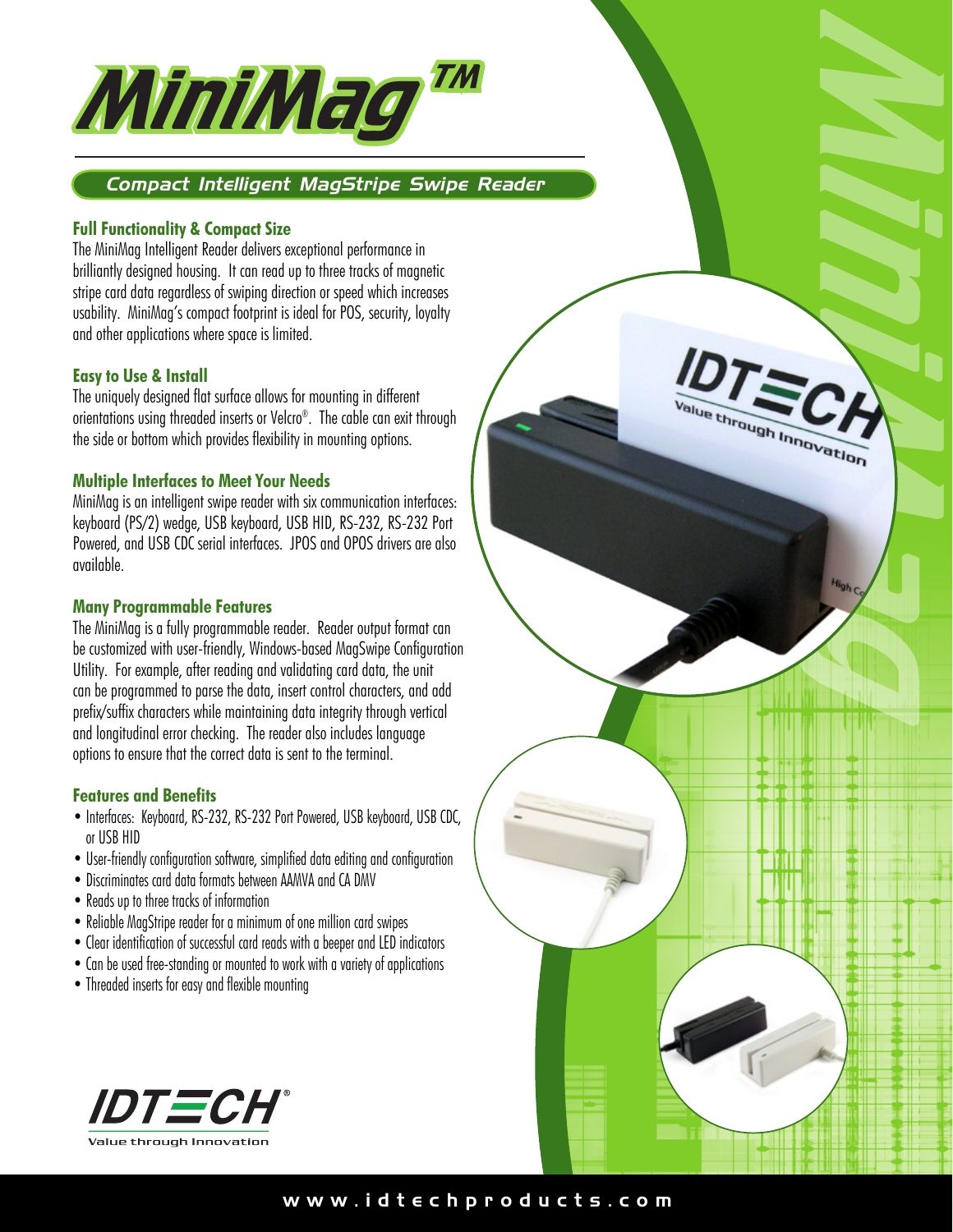# MiniMag™

## Compact Intelligent MagStripe Swipe Reader

### Full Functionality & Compact Size

The MiniMag Intelligent Reader delivers exceptional performance in brilliantly designed housing. It can read up to three tracks of magnetic stripe card data regardless of swiping direction or speed which increases usability. MiniMag's compact footprint is ideal for POS, security, loyalty and other applications where space is limited.

### Easy to Use & Install

The uniquely designed flat surface allows for mounting in different orientations using threaded inserts or Velcro®. The cable can exit through the side or bottom which provides flexibility in mounting options.

### Multiple Interfaces to Meet Your Needs

MiniMag is an intelligent swipe reader with six communication interfaces: keyboard (PS/2) wedge, USB keyboard, USB HID, RS-232, RS-232 Port Powered, and USB CDC serial interfaces. JPOS and OPOS drivers are also available.

### Many Programmable Features

The MiniMag is a fully programmable reader. Reader output format can be customized with user-friendly, Windows-based MagSwipe Configuration Utility. For example, after reading and validating card data, the unit can be programmed to parse the data, insert control characters, and add prefix/suffix characters while maintaining data integrity through vertical and longitudinal error checking. The reader also includes language options to ensure that the correct data is sent to the terminal.

### Features and Benefits

- Interfaces: Keyboard, RS-232, RS-232 Port Powered, USB keyboard, USB CDC, or USB HID
- User-friendly configuration software, simplified data editing and configuration
- Discriminates card data formats between AAMVA and CA DMV
- Reads up to three tracks of information
- Reliable MagStripe reader for a minimum of one million card swipes
- Clear identification of successful card reads with a beeper and LED indicators
- Can be used free-standing or mounted to work with a variety of applications
- Threaded inserts for easy and flexible mounting

IDTECH®
Value through Innovation

www.idtechproducts.com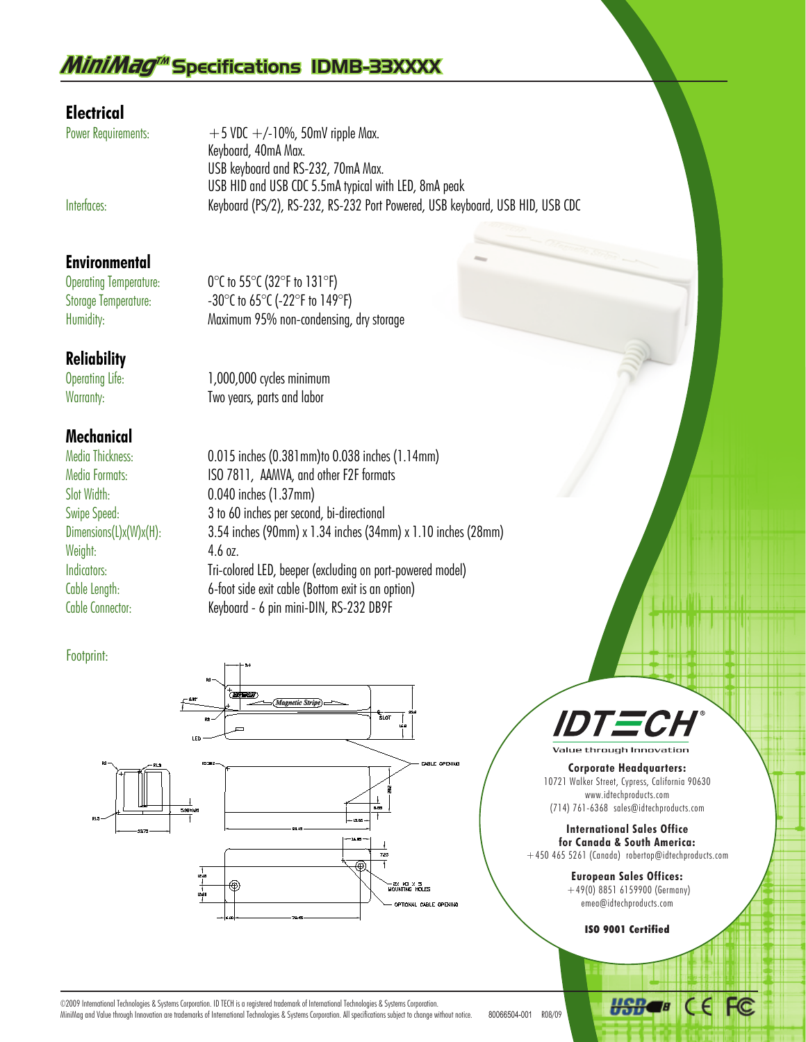# MiniMag™ Specifications IDMB-33XXXX

## Electrical

| | |
|---|---|
| Power Requirements: | +5 VDC +/-10%, 50mV ripple Max. Keyboard, 40mA Max. USB keyboard and RS-232, 70mA Max. USB HID and USB CDC 5.5mA typical with LED, 8mA peak |
| Interfaces: | Keyboard (PS/2), RS-232, RS-232 Port Powered, USB keyboard, USB HID, USB CDC |

## Environmental

| | |
|---|---|
| Operating Temperature: | 0°C to 55°C (32°F to 131°F) |
| Storage Temperature: | -30°C to 65°C (-22°F to 149°F) |
| Humidity: | Maximum 95% non-condensing, dry storage |

## Reliability

| | |
|---|---|
| Operating Life: | 1,000,000 cycles minimum |
| Warranty: | Two years, parts and labor |

## Mechanical

| | |
|---|---|
| Media Thickness: | 0.015 inches (0.381mm)to 0.038 inches (1.14mm) |
| Media Formats: | ISO 7811, AAMVA, and other F2F formats |
| Slot Width: | 0.040 inches (1.37mm) |
| Swipe Speed: | 3 to 60 inches per second, bi-directional |
| Dimensions(L)x(W)x(H): | 3.54 inches (90mm) x 1.34 inches (34mm) x 1.10 inches (28mm) |
| Weight: | 4.6 oz. |
| Indicators: | Tri-colored LED, beeper (excluding on port-powered model) |
| Cable Length: | 6-foot side exit cable (Bottom exit is an option) |
| Cable Connector: | Keyboard - 6 pin mini-DIN, RS-232 DB9F |

Footprint:

Magnetic Stripe
SLOT
LED
CABLE OPENING
2X M3 X 5 MOUNTING HOLES
OPTIONAL CABLE OPENING

**IDTECH**
Value through Innovation

**Corporate Headquarters:**
10721 Walker Street, Cypress, California 90630
www.idtechproducts.com
(714) 761-6368 sales@idtechproducts.com

**International Sales Office for Canada & South America:**
+450 465 5261 (Canada) robertop@idtechproducts.com

**European Sales Offices:**
+49(0) 8851 6159900 (Germany)
emea@idtechproducts.com

**ISO 9001 Certified**

©2009 International Technologies & Systems Corporation. ID TECH is a registered trademark of International Technologies & Systems Corporation.
MiniMag and Value through Innovation are trademarks of International Technologies & Systems Corporation. All specifications subject to change without notice. 80066504-001 R08/09